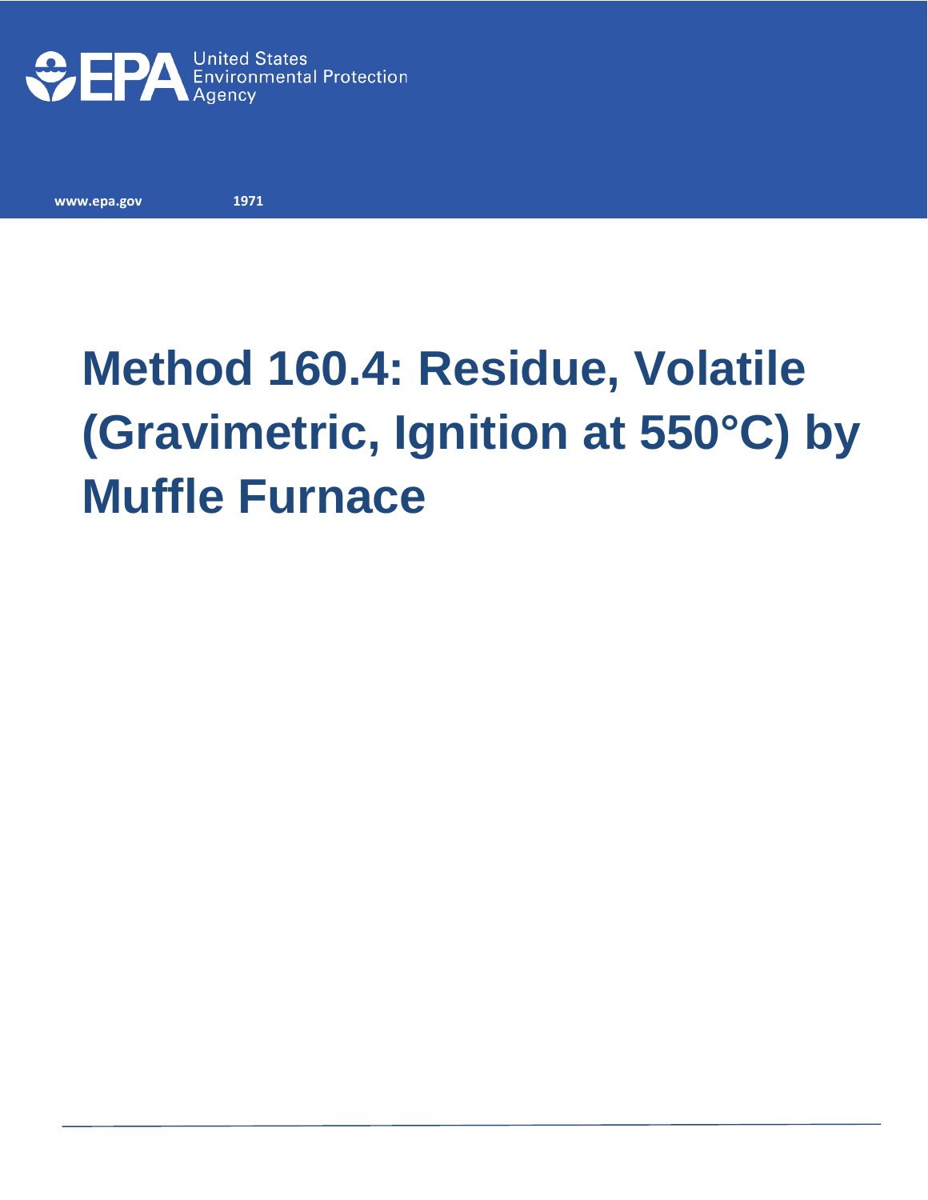United States Environmental Protection Agency

www.epa.gov 1971

# Method 160.4: Residue, Volatile (Gravimetric, Ignition at 550°C) by Muffle Furnace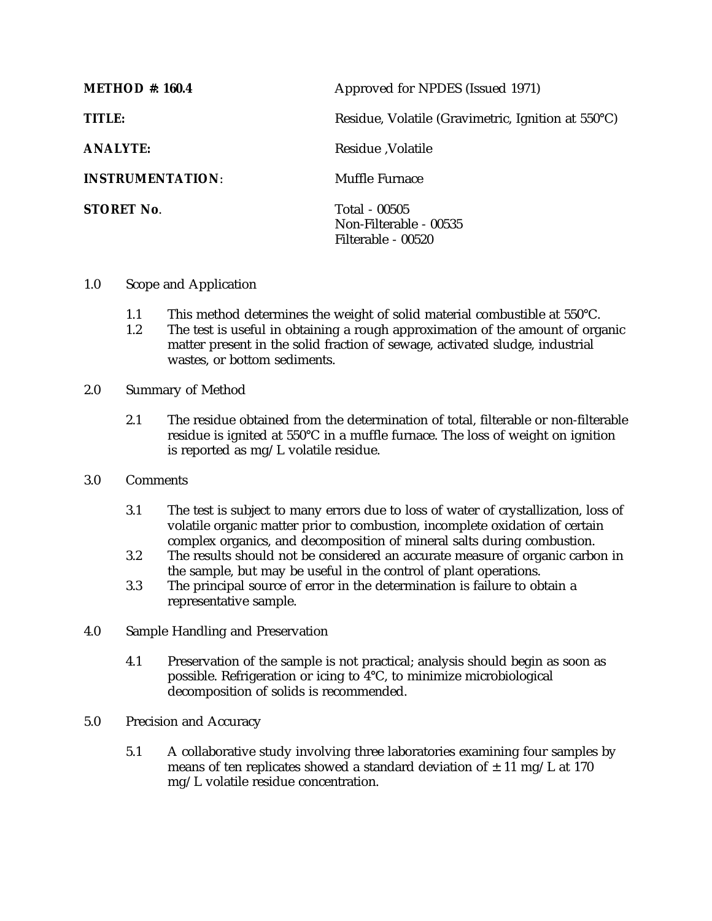| | |
|---|---|
| **METHOD #: 160.4** | Approved for NPDES (Issued 1971) |
| **TITLE:** | Residue, Volatile (Gravimetric, Ignition at 550°C) |
| **ANALYTE:** | Residue ,Volatile |
| **INSTRUMENTATION**: | Muffle Furnace |
| **STORET No**. | Total - 00505<br>Non-Filterable - 00535<br>Filterable - 00520 |

1.0 Scope and Application

1.1 This method determines the weight of solid material combustible at 550°C.

1.2 The test is useful in obtaining a rough approximation of the amount of organic matter present in the solid fraction of sewage, activated sludge, industrial wastes, or bottom sediments.

2.0 Summary of Method

2.1 The residue obtained from the determination of total, filterable or non-filterable residue is ignited at 550°C in a muffle furnace. The loss of weight on ignition is reported as mg/L volatile residue.

3.0 Comments

3.1 The test is subject to many errors due to loss of water of crystallization, loss of volatile organic matter prior to combustion, incomplete oxidation of certain complex organics, and decomposition of mineral salts during combustion.

3.2 The results should not be considered an accurate measure of organic carbon in the sample, but may be useful in the control of plant operations.

3.3 The principal source of error in the determination is failure to obtain a representative sample.

4.0 Sample Handling and Preservation

4.1 Preservation of the sample is not practical; analysis should begin as soon as possible. Refrigeration or icing to 4°C, to minimize microbiological decomposition of solids is recommended.

5.0 Precision and Accuracy

5.1 A collaborative study involving three laboratories examining four samples by means of ten replicates showed a standard deviation of ± 11 mg/L at 170 mg/L volatile residue concentration.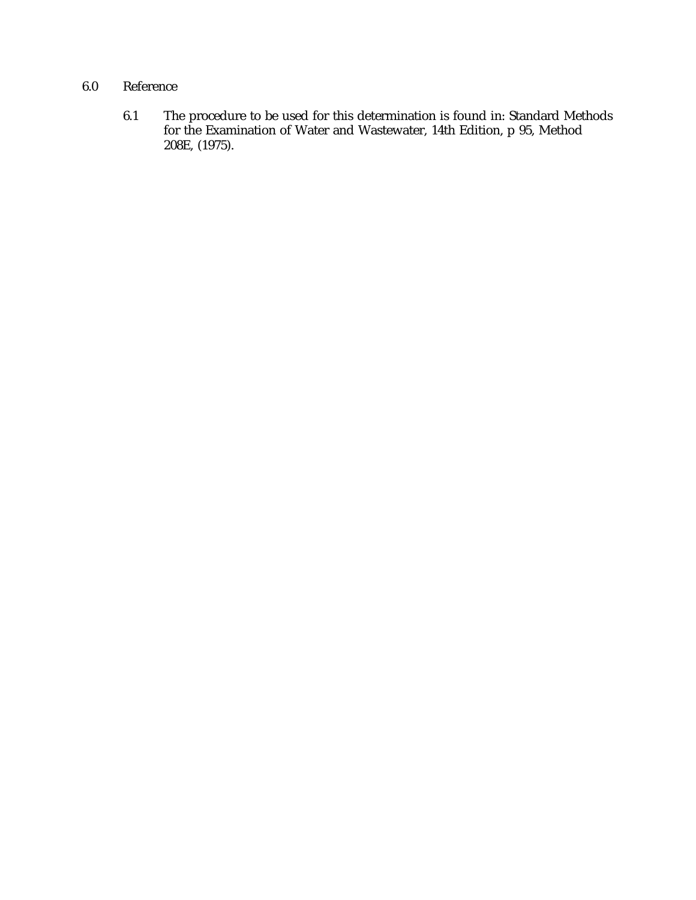## 6.0 Reference

6.1 The procedure to be used for this determination is found in: Standard Methods for the Examination of Water and Wastewater, 14th Edition, p 95, Method 208E, (1975).